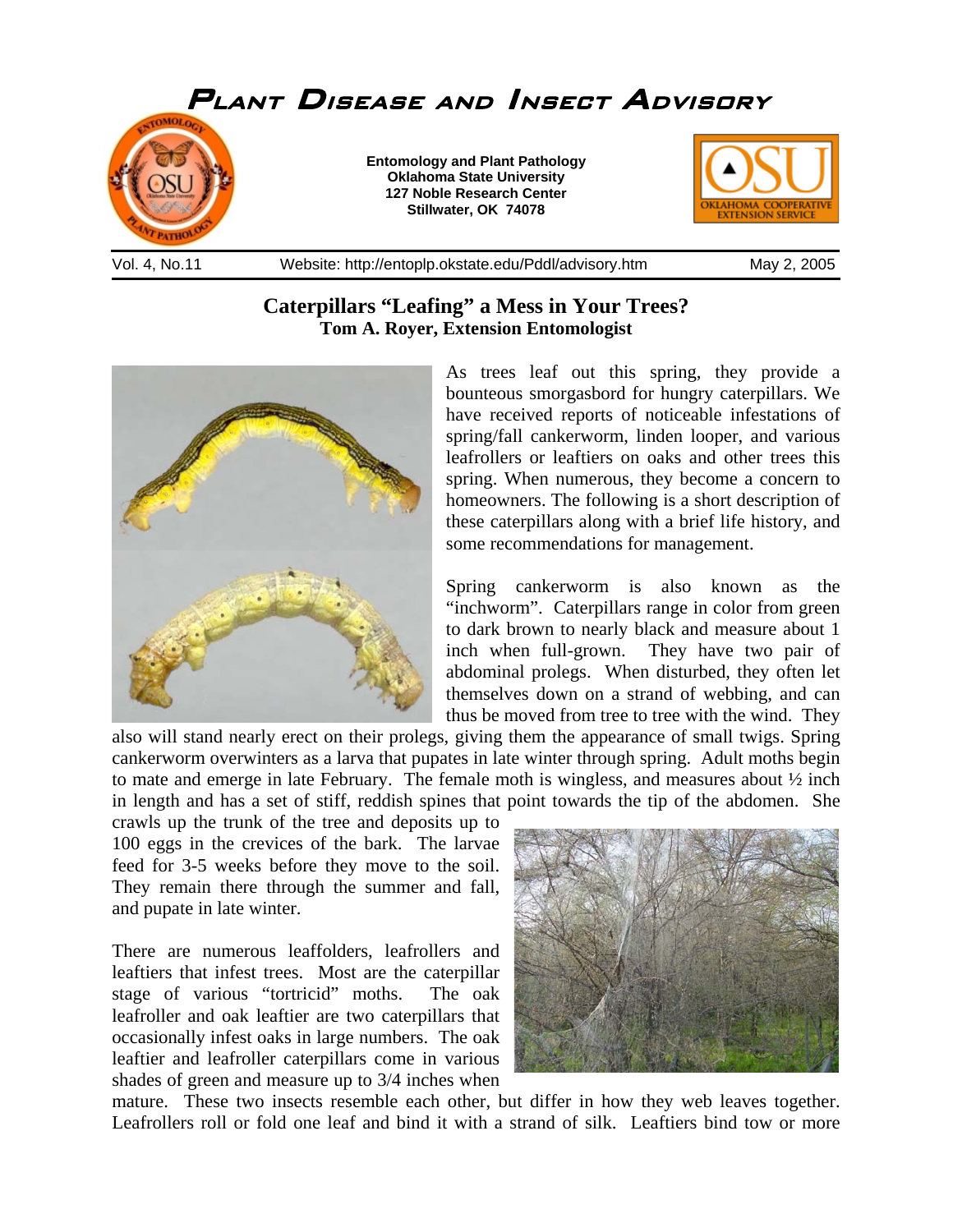# Plant Disease and Insect Advisory

**Entomology and Plant Pathology**
**Oklahoma State University**
**127 Noble Research Center**
**Stillwater, OK 74078**

Vol. 4, No.11 | Website: http://entoplp.okstate.edu/Pddl/advisory.htm | May 2, 2005

## Caterpillars "Leafing" a Mess in Your Trees?

**Tom A. Royer, Extension Entomologist**

As trees leaf out this spring, they provide a bounteous smorgasbord for hungry caterpillars. We have received reports of noticeable infestations of spring/fall cankerworm, linden looper, and various leafrollers or leaftiers on oaks and other trees this spring. When numerous, they become a concern to homeowners. The following is a short description of these caterpillars along with a brief life history, and some recommendations for management.

Spring cankerworm is also known as the "inchworm". Caterpillars range in color from green to dark brown to nearly black and measure about 1 inch when full-grown. They have two pair of abdominal prolegs. When disturbed, they often let themselves down on a strand of webbing, and can thus be moved from tree to tree with the wind. They also will stand nearly erect on their prolegs, giving them the appearance of small twigs. Spring cankerworm overwinters as a larva that pupates in late winter through spring. Adult moths begin to mate and emerge in late February. The female moth is wingless, and measures about ½ inch in length and has a set of stiff, reddish spines that point towards the tip of the abdomen. She crawls up the trunk of the tree and deposits up to 100 eggs in the crevices of the bark. The larvae feed for 3-5 weeks before they move to the soil. They remain there through the summer and fall, and pupate in late winter.

There are numerous leaffolders, leafrollers and leaftiers that infest trees. Most are the caterpillar stage of various "tortricid" moths. The oak leafroller and oak leaftier are two caterpillars that occasionally infest oaks in large numbers. The oak leaftier and leafroller caterpillars come in various shades of green and measure up to 3/4 inches when mature. These two insects resemble each other, but differ in how they web leaves together. Leafrollers roll or fold one leaf and bind it with a strand of silk. Leaftiers bind tow or more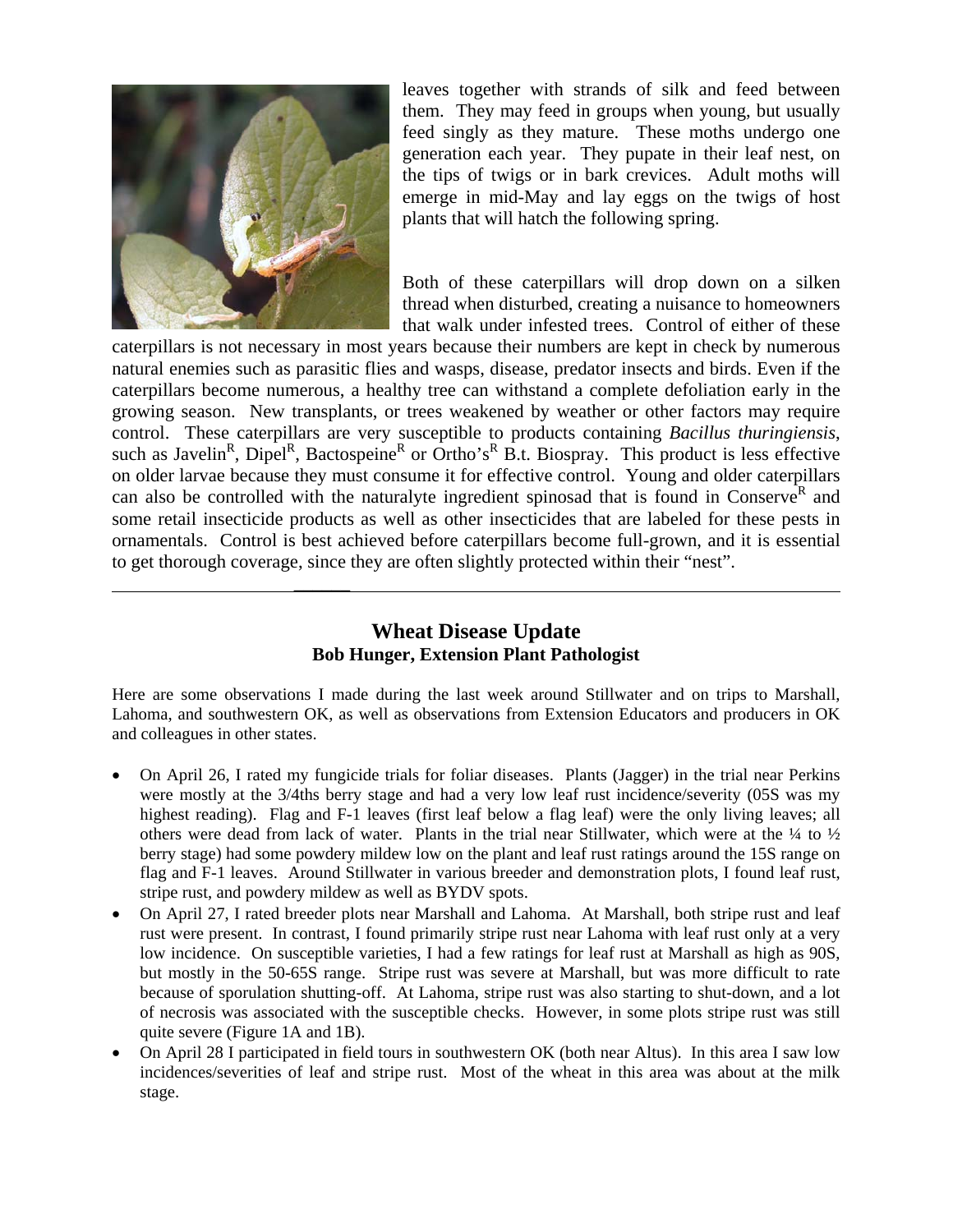leaves together with strands of silk and feed between them. They may feed in groups when young, but usually feed singly as they mature. These moths undergo one generation each year. They pupate in their leaf nest, on the tips of twigs or in bark crevices. Adult moths will emerge in mid-May and lay eggs on the twigs of host plants that will hatch the following spring.

Both of these caterpillars will drop down on a silken thread when disturbed, creating a nuisance to homeowners that walk under infested trees. Control of either of these caterpillars is not necessary in most years because their numbers are kept in check by numerous natural enemies such as parasitic flies and wasps, disease, predator insects and birds. Even if the caterpillars become numerous, a healthy tree can withstand a complete defoliation early in the growing season. New transplants, or trees weakened by weather or other factors may require control. These caterpillars are very susceptible to products containing *Bacillus thuringiensis*, such as Javelin®, Dipel®, Bactospeine® or Ortho's® B.t. Biospray. This product is less effective on older larvae because they must consume it for effective control. Young and older caterpillars can also be controlled with the naturalyte ingredient spinosad that is found in Conserve® and some retail insecticide products as well as other insecticides that are labeled for these pests in ornamentals. Control is best achieved before caterpillars become full-grown, and it is essential to get thorough coverage, since they are often slightly protected within their "nest".

---

## Wheat Disease Update

**Bob Hunger, Extension Plant Pathologist**

Here are some observations I made during the last week around Stillwater and on trips to Marshall, Lahoma, and southwestern OK, as well as observations from Extension Educators and producers in OK and colleagues in other states.

- On April 26, I rated my fungicide trials for foliar diseases. Plants (Jagger) in the trial near Perkins were mostly at the 3/4ths berry stage and had a very low leaf rust incidence/severity (05S was my highest reading). Flag and F-1 leaves (first leaf below a flag leaf) were the only living leaves; all others were dead from lack of water. Plants in the trial near Stillwater, which were at the ¼ to ½ berry stage) had some powdery mildew low on the plant and leaf rust ratings around the 15S range on flag and F-1 leaves. Around Stillwater in various breeder and demonstration plots, I found leaf rust, stripe rust, and powdery mildew as well as BYDV spots.
- On April 27, I rated breeder plots near Marshall and Lahoma. At Marshall, both stripe rust and leaf rust were present. In contrast, I found primarily stripe rust near Lahoma with leaf rust only at a very low incidence. On susceptible varieties, I had a few ratings for leaf rust at Marshall as high as 90S, but mostly in the 50-65S range. Stripe rust was severe at Marshall, but was more difficult to rate because of sporulation shutting-off. At Lahoma, stripe rust was also starting to shut-down, and a lot of necrosis was associated with the susceptible checks. However, in some plots stripe rust was still quite severe (Figure 1A and 1B).
- On April 28 I participated in field tours in southwestern OK (both near Altus). In this area I saw low incidences/severities of leaf and stripe rust. Most of the wheat in this area was about at the milk stage.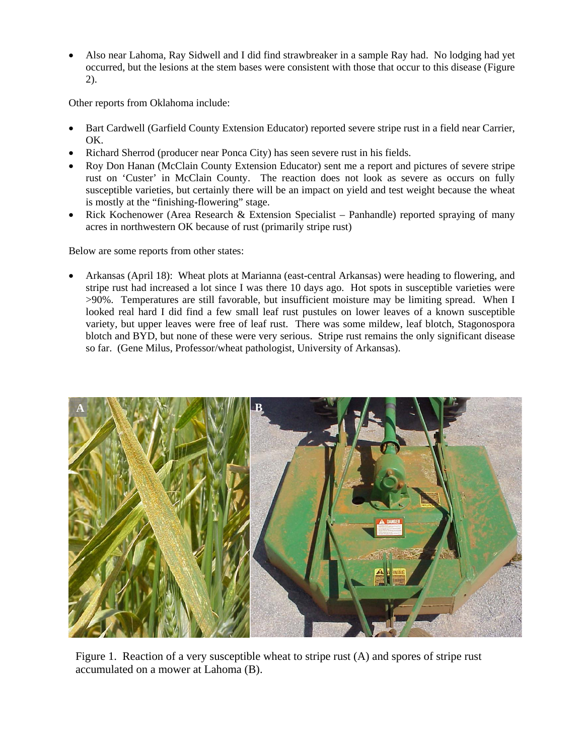- Also near Lahoma, Ray Sidwell and I did find strawbreaker in a sample Ray had. No lodging had yet occurred, but the lesions at the stem bases were consistent with those that occur to this disease (Figure 2).

Other reports from Oklahoma include:

- Bart Cardwell (Garfield County Extension Educator) reported severe stripe rust in a field near Carrier, OK.
- Richard Sherrod (producer near Ponca City) has seen severe rust in his fields.
- Roy Don Hanan (McClain County Extension Educator) sent me a report and pictures of severe stripe rust on 'Custer' in McClain County. The reaction does not look as severe as occurs on fully susceptible varieties, but certainly there will be an impact on yield and test weight because the wheat is mostly at the "finishing-flowering" stage.
- Rick Kochenower (Area Research & Extension Specialist – Panhandle) reported spraying of many acres in northwestern OK because of rust (primarily stripe rust)

Below are some reports from other states:

- Arkansas (April 18): Wheat plots at Marianna (east-central Arkansas) were heading to flowering, and stripe rust had increased a lot since I was there 10 days ago. Hot spots in susceptible varieties were >90%. Temperatures are still favorable, but insufficient moisture may be limiting spread. When I looked real hard I did find a few small leaf rust pustules on lower leaves of a known susceptible variety, but upper leaves were free of leaf rust. There was some mildew, leaf blotch, Stagonospora blotch and BYD, but none of these were very serious. Stripe rust remains the only significant disease so far. (Gene Milus, Professor/wheat pathologist, University of Arkansas).

Figure 1. Reaction of a very susceptible wheat to stripe rust (A) and spores of stripe rust accumulated on a mower at Lahoma (B).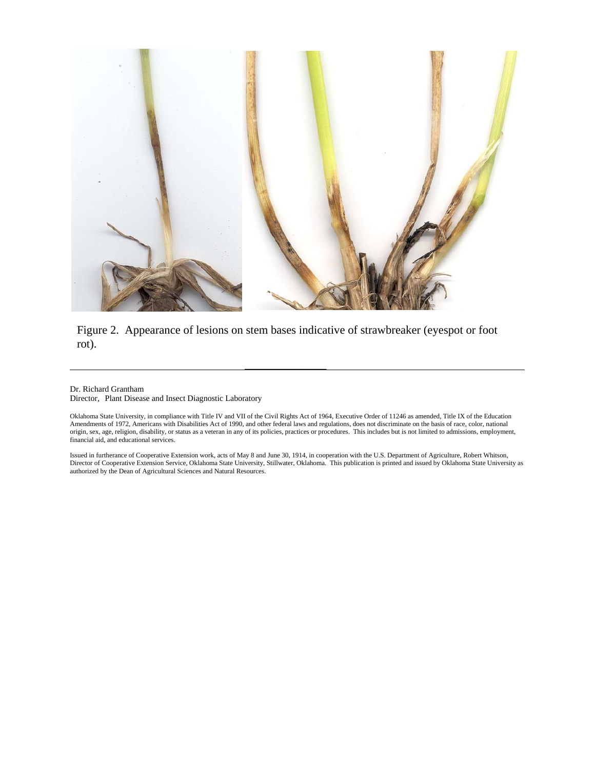Figure 2. Appearance of lesions on stem bases indicative of strawbreaker (eyespot or foot rot).

---

Dr. Richard Grantham
Director, Plant Disease and Insect Diagnostic Laboratory

Oklahoma State University, in compliance with Title IV and VII of the Civil Rights Act of 1964, Executive Order of 11246 as amended, Title IX of the Education Amendments of 1972, Americans with Disabilities Act of 1990, and other federal laws and regulations, does not discriminate on the basis of race, color, national origin, sex, age, religion, disability, or status as a veteran in any of its policies, practices or procedures. This includes but is not limited to admissions, employment, financial aid, and educational services.

Issued in furtherance of Cooperative Extension work, acts of May 8 and June 30, 1914, in cooperation with the U.S. Department of Agriculture, Robert Whitson, Director of Cooperative Extension Service, Oklahoma State University, Stillwater, Oklahoma. This publication is printed and issued by Oklahoma State University as authorized by the Dean of Agricultural Sciences and Natural Resources.